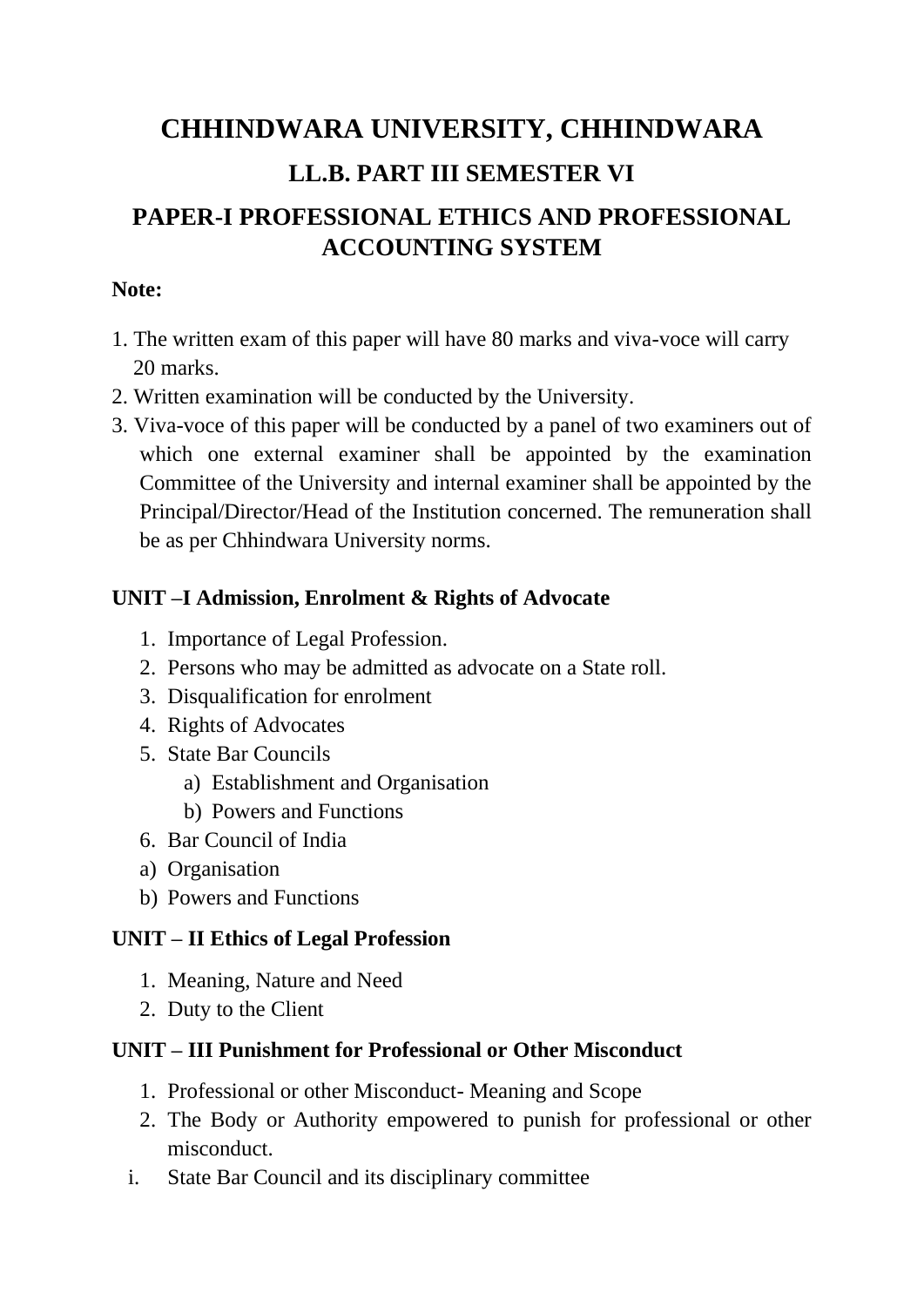# CHHINDWARA UNIVERSITY, CHHINDWARA

## LL.B. PART III SEMESTER VI

## PAPER-I PROFESSIONAL ETHICS AND PROFESSIONAL ACCOUNTING SYSTEM

**Note:**

1. The written exam of this paper will have 80 marks and viva-voce will carry 20 marks.
2. Written examination will be conducted by the University.
3. Viva-voce of this paper will be conducted by a panel of two examiners out of which one external examiner shall be appointed by the examination Committee of the University and internal examiner shall be appointed by the Principal/Director/Head of the Institution concerned. The remuneration shall be as per Chhindwara University norms.

### UNIT –I Admission, Enrolment & Rights of Advocate

1. Importance of Legal Profession.
2. Persons who may be admitted as advocate on a State roll.
3. Disqualification for enrolment
4. Rights of Advocates
5. State Bar Councils
    a) Establishment and Organisation
    b) Powers and Functions
6. Bar Council of India

a) Organisation
b) Powers and Functions

### UNIT – II Ethics of Legal Profession

1. Meaning, Nature and Need
2. Duty to the Client

### UNIT – III Punishment for Professional or Other Misconduct

1. Professional or other Misconduct- Meaning and Scope
2. The Body or Authority empowered to punish for professional or other misconduct.

i. State Bar Council and its disciplinary committee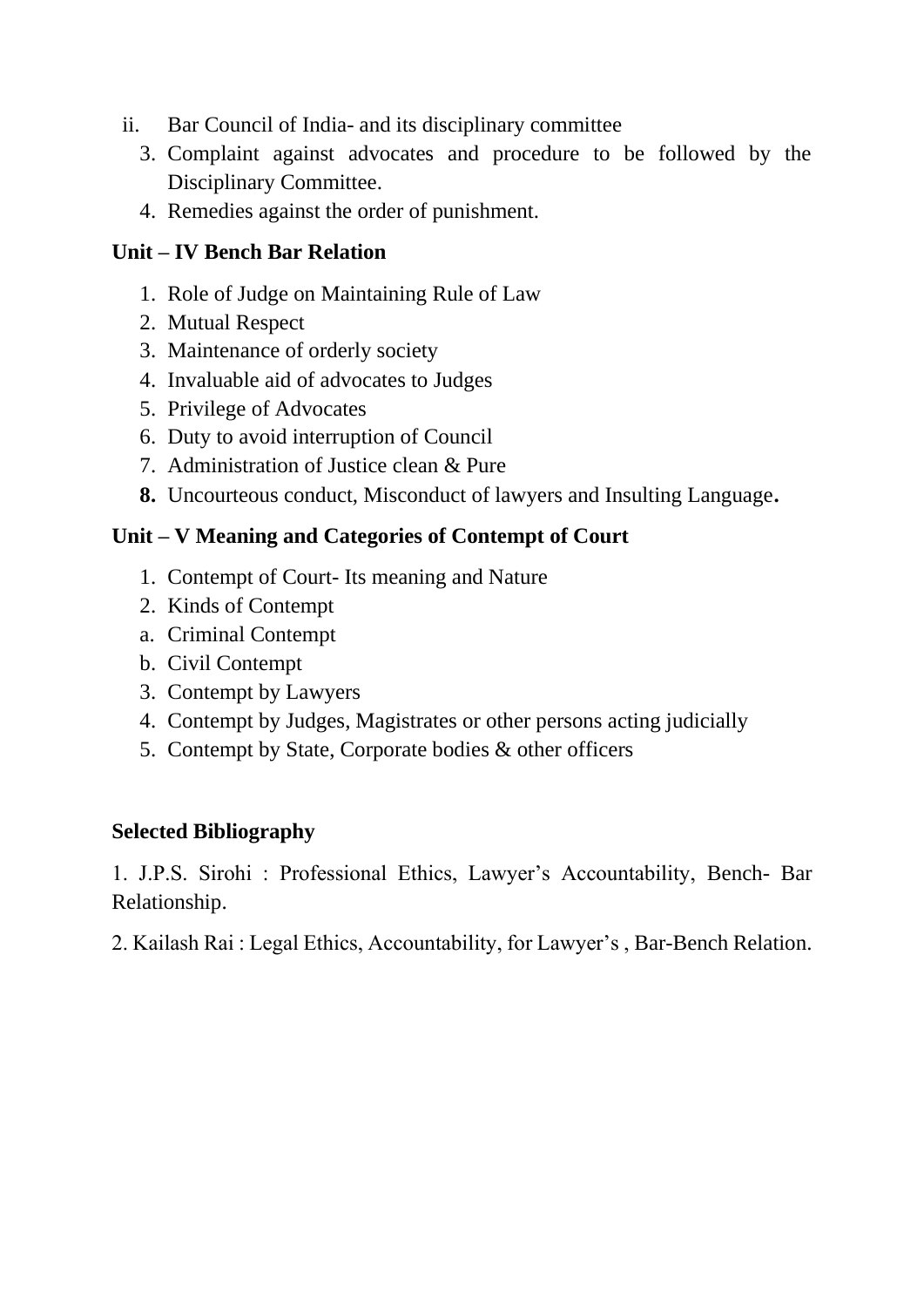ii. Bar Council of India- and its disciplinary committee

3. Complaint against advocates and procedure to be followed by the Disciplinary Committee.
4. Remedies against the order of punishment.

**Unit – IV Bench Bar Relation**

1. Role of Judge on Maintaining Rule of Law
2. Mutual Respect
3. Maintenance of orderly society
4. Invaluable aid of advocates to Judges
5. Privilege of Advocates
6. Duty to avoid interruption of Council
7. Administration of Justice clean & Pure
8. Uncourteous conduct, Misconduct of lawyers and Insulting Language.

**Unit – V Meaning and Categories of Contempt of Court**

1. Contempt of Court- Its meaning and Nature
2. Kinds of Contempt
   a. Criminal Contempt
   b. Civil Contempt
3. Contempt by Lawyers
4. Contempt by Judges, Magistrates or other persons acting judicially
5. Contempt by State, Corporate bodies & other officers

**Selected Bibliography**

1. J.P.S. Sirohi : Professional Ethics, Lawyer's Accountability, Bench- Bar Relationship.

2. Kailash Rai : Legal Ethics, Accountability, for Lawyer's , Bar-Bench Relation.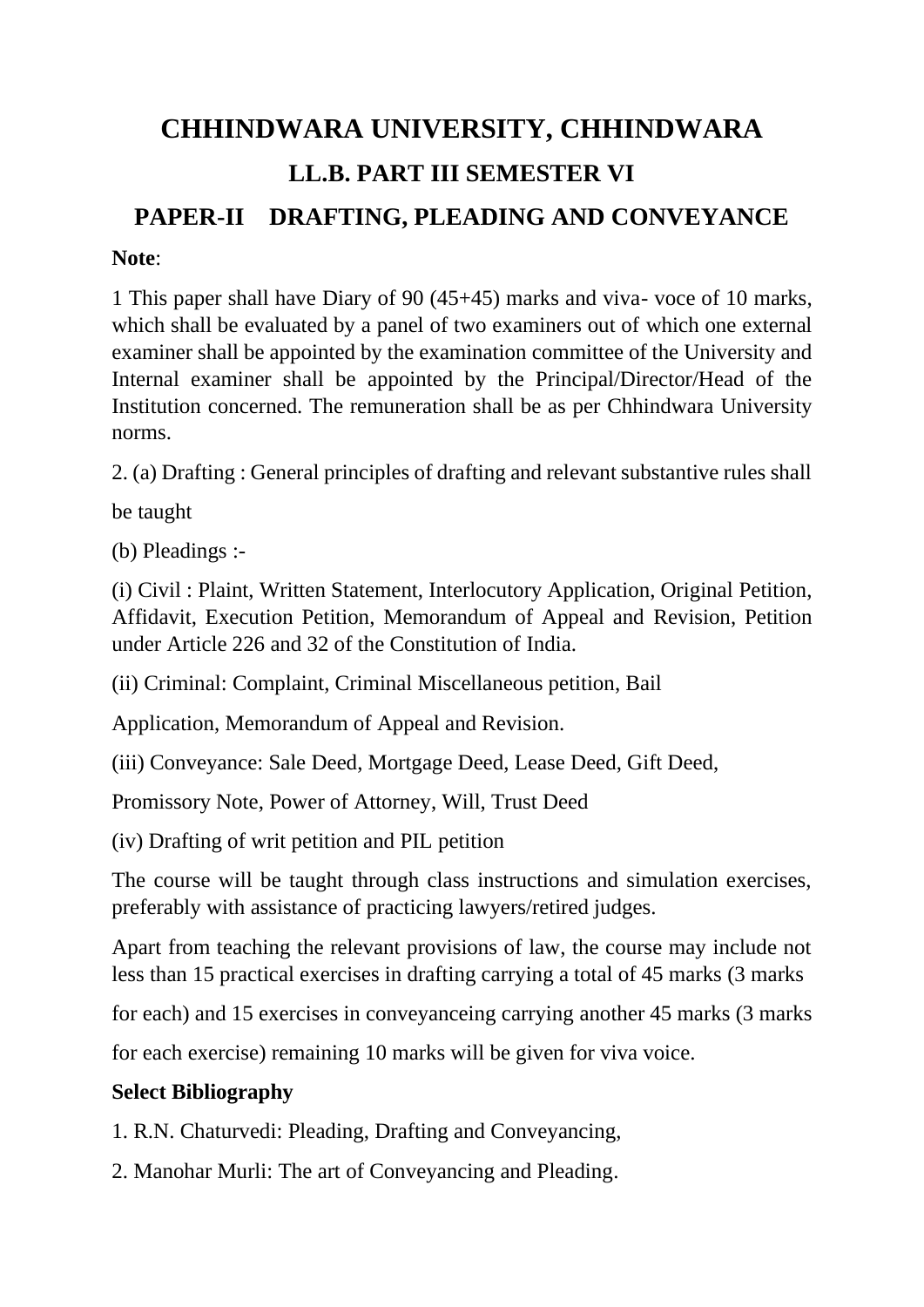# CHHINDWARA UNIVERSITY, CHHINDWARA

## LL.B. PART III SEMESTER VI

## PAPER-II DRAFTING, PLEADING AND CONVEYANCE

**Note**:

1 This paper shall have Diary of 90 (45+45) marks and viva- voce of 10 marks, which shall be evaluated by a panel of two examiners out of which one external examiner shall be appointed by the examination committee of the University and Internal examiner shall be appointed by the Principal/Director/Head of the Institution concerned. The remuneration shall be as per Chhindwara University norms.

2. (a) Drafting : General principles of drafting and relevant substantive rules shall be taught

(b) Pleadings :-

(i) Civil : Plaint, Written Statement, Interlocutory Application, Original Petition, Affidavit, Execution Petition, Memorandum of Appeal and Revision, Petition under Article 226 and 32 of the Constitution of India.

(ii) Criminal: Complaint, Criminal Miscellaneous petition, Bail Application, Memorandum of Appeal and Revision.

(iii) Conveyance: Sale Deed, Mortgage Deed, Lease Deed, Gift Deed, Promissory Note, Power of Attorney, Will, Trust Deed

(iv) Drafting of writ petition and PIL petition

The course will be taught through class instructions and simulation exercises, preferably with assistance of practicing lawyers/retired judges.

Apart from teaching the relevant provisions of law, the course may include not less than 15 practical exercises in drafting carrying a total of 45 marks (3 marks for each) and 15 exercises in conveyanceing carrying another 45 marks (3 marks for each exercise) remaining 10 marks will be given for viva voice.

**Select Bibliography**

1. R.N. Chaturvedi: Pleading, Drafting and Conveyancing,
2. Manohar Murli: The art of Conveyancing and Pleading.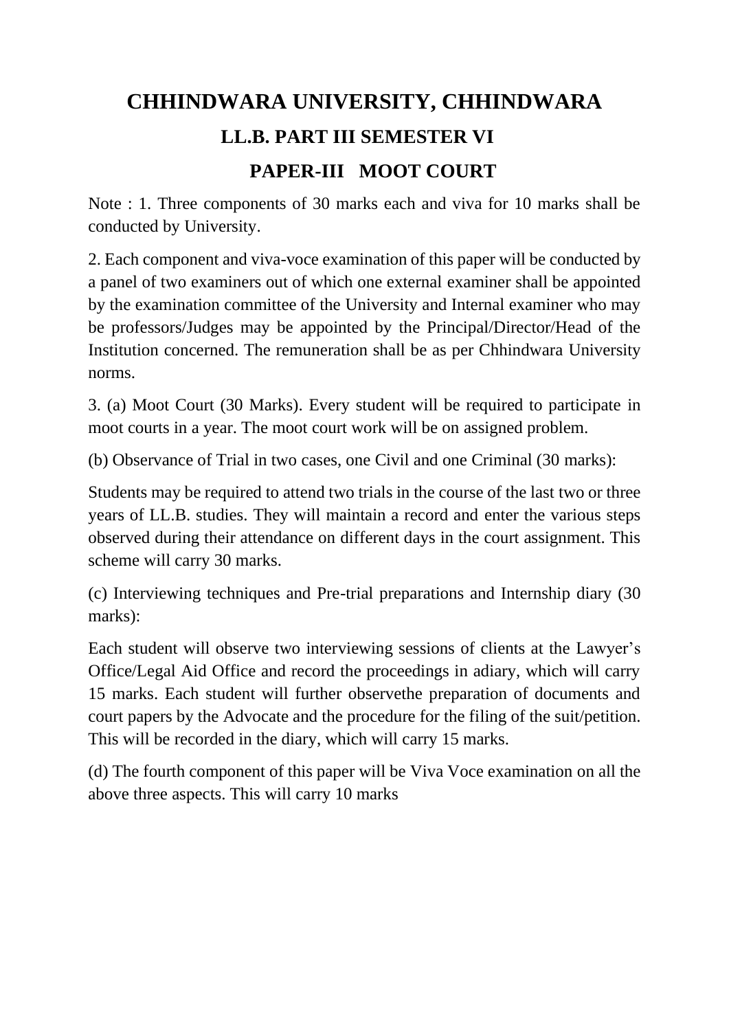# CHHINDWARA UNIVERSITY, CHHINDWARA

## LL.B. PART III SEMESTER VI

## PAPER-III MOOT COURT

Note : 1. Three components of 30 marks each and viva for 10 marks shall be conducted by University.

2. Each component and viva-voce examination of this paper will be conducted by a panel of two examiners out of which one external examiner shall be appointed by the examination committee of the University and Internal examiner who may be professors/Judges may be appointed by the Principal/Director/Head of the Institution concerned. The remuneration shall be as per Chhindwara University norms.

3. (a) Moot Court (30 Marks). Every student will be required to participate in moot courts in a year. The moot court work will be on assigned problem.

(b) Observance of Trial in two cases, one Civil and one Criminal (30 marks):

Students may be required to attend two trials in the course of the last two or three years of LL.B. studies. They will maintain a record and enter the various steps observed during their attendance on different days in the court assignment. This scheme will carry 30 marks.

(c) Interviewing techniques and Pre-trial preparations and Internship diary (30 marks):

Each student will observe two interviewing sessions of clients at the Lawyer's Office/Legal Aid Office and record the proceedings in adiary, which will carry 15 marks. Each student will further observethe preparation of documents and court papers by the Advocate and the procedure for the filing of the suit/petition. This will be recorded in the diary, which will carry 15 marks.

(d) The fourth component of this paper will be Viva Voce examination on all the above three aspects. This will carry 10 marks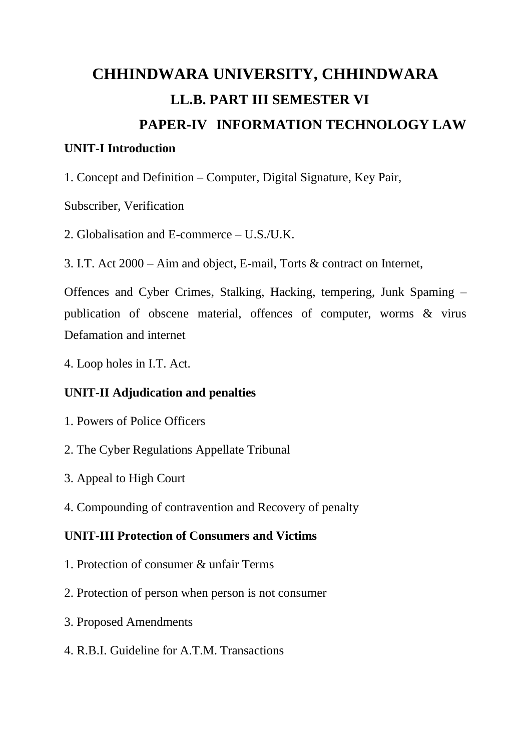# CHHINDWARA UNIVERSITY, CHHINDWARA

## LL.B. PART III SEMESTER VI

## PAPER-IV INFORMATION TECHNOLOGY LAW

**UNIT-I Introduction**

1. Concept and Definition – Computer, Digital Signature, Key Pair,

Subscriber, Verification

2. Globalisation and E-commerce – U.S./U.K.

3. I.T. Act 2000 – Aim and object, E-mail, Torts & contract on Internet,

Offences and Cyber Crimes, Stalking, Hacking, tempering, Junk Spaming – publication of obscene material, offences of computer, worms & virus Defamation and internet

4. Loop holes in I.T. Act.

**UNIT-II Adjudication and penalties**

1. Powers of Police Officers
2. The Cyber Regulations Appellate Tribunal
3. Appeal to High Court
4. Compounding of contravention and Recovery of penalty

**UNIT-III Protection of Consumers and Victims**

1. Protection of consumer & unfair Terms
2. Protection of person when person is not consumer
3. Proposed Amendments
4. R.B.I. Guideline for A.T.M. Transactions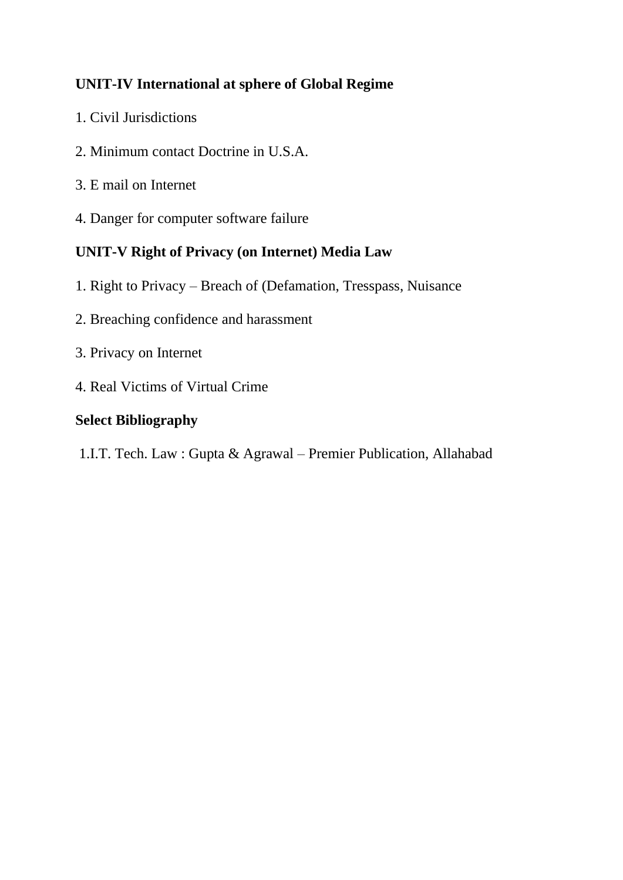**UNIT-IV International at sphere of Global Regime**

1. Civil Jurisdictions
2. Minimum contact Doctrine in U.S.A.
3. E mail on Internet
4. Danger for computer software failure

**UNIT-V Right of Privacy (on Internet) Media Law**

1. Right to Privacy – Breach of (Defamation, Tresspass, Nuisance
2. Breaching confidence and harassment
3. Privacy on Internet
4. Real Victims of Virtual Crime

**Select Bibliography**

1.I.T. Tech. Law : Gupta & Agrawal – Premier Publication, Allahabad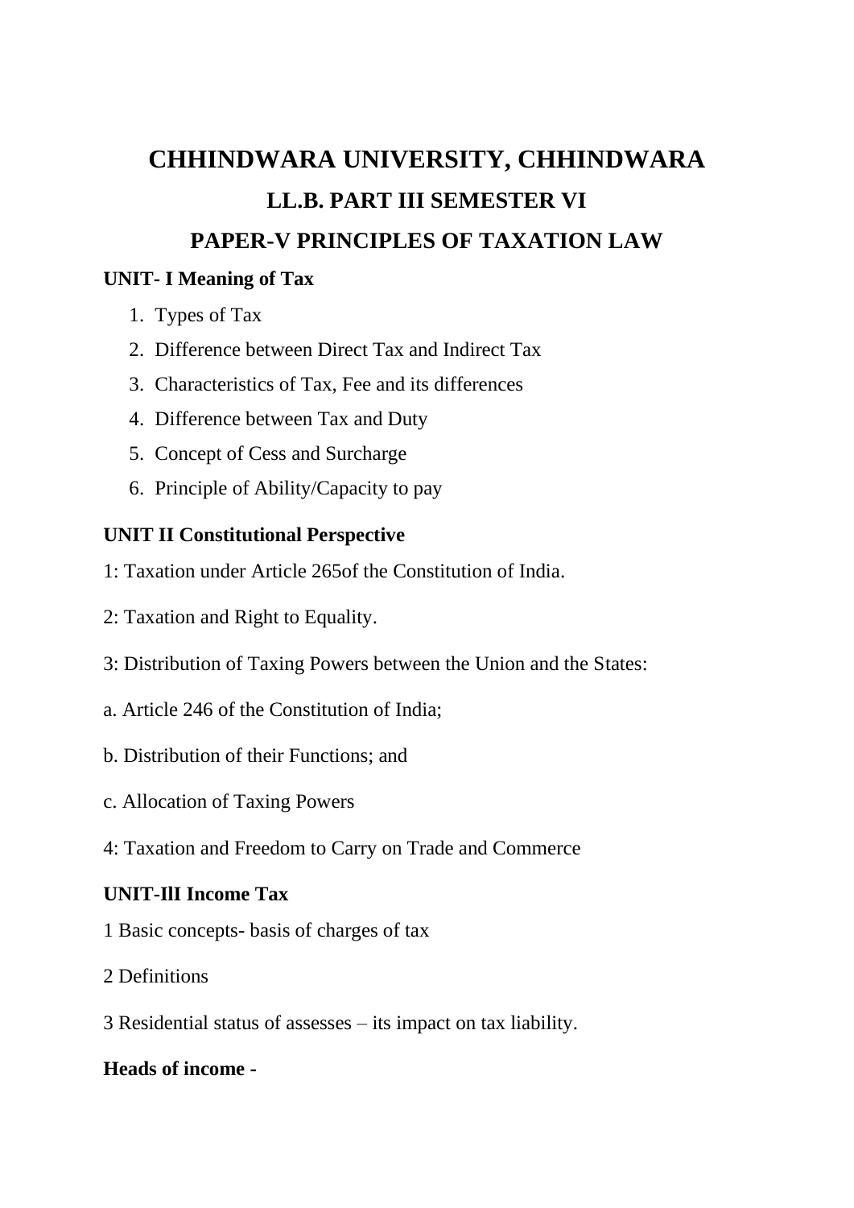# CHHINDWARA UNIVERSITY, CHHINDWARA

## LL.B. PART III SEMESTER VI

## PAPER-V PRINCIPLES OF TAXATION LAW

**UNIT- I Meaning of Tax**

1. Types of Tax
2. Difference between Direct Tax and Indirect Tax
3. Characteristics of Tax, Fee and its differences
4. Difference between Tax and Duty
5. Concept of Cess and Surcharge
6. Principle of Ability/Capacity to pay

**UNIT II Constitutional Perspective**

1: Taxation under Article 265of the Constitution of India.

2: Taxation and Right to Equality.

3: Distribution of Taxing Powers between the Union and the States:

a. Article 246 of the Constitution of India;

b. Distribution of their Functions; and

c. Allocation of Taxing Powers

4: Taxation and Freedom to Carry on Trade and Commerce

**UNIT-IlI Income Tax**

1 Basic concepts- basis of charges of tax

2 Definitions

3 Residential status of assesses – its impact on tax liability.

**Heads of income -**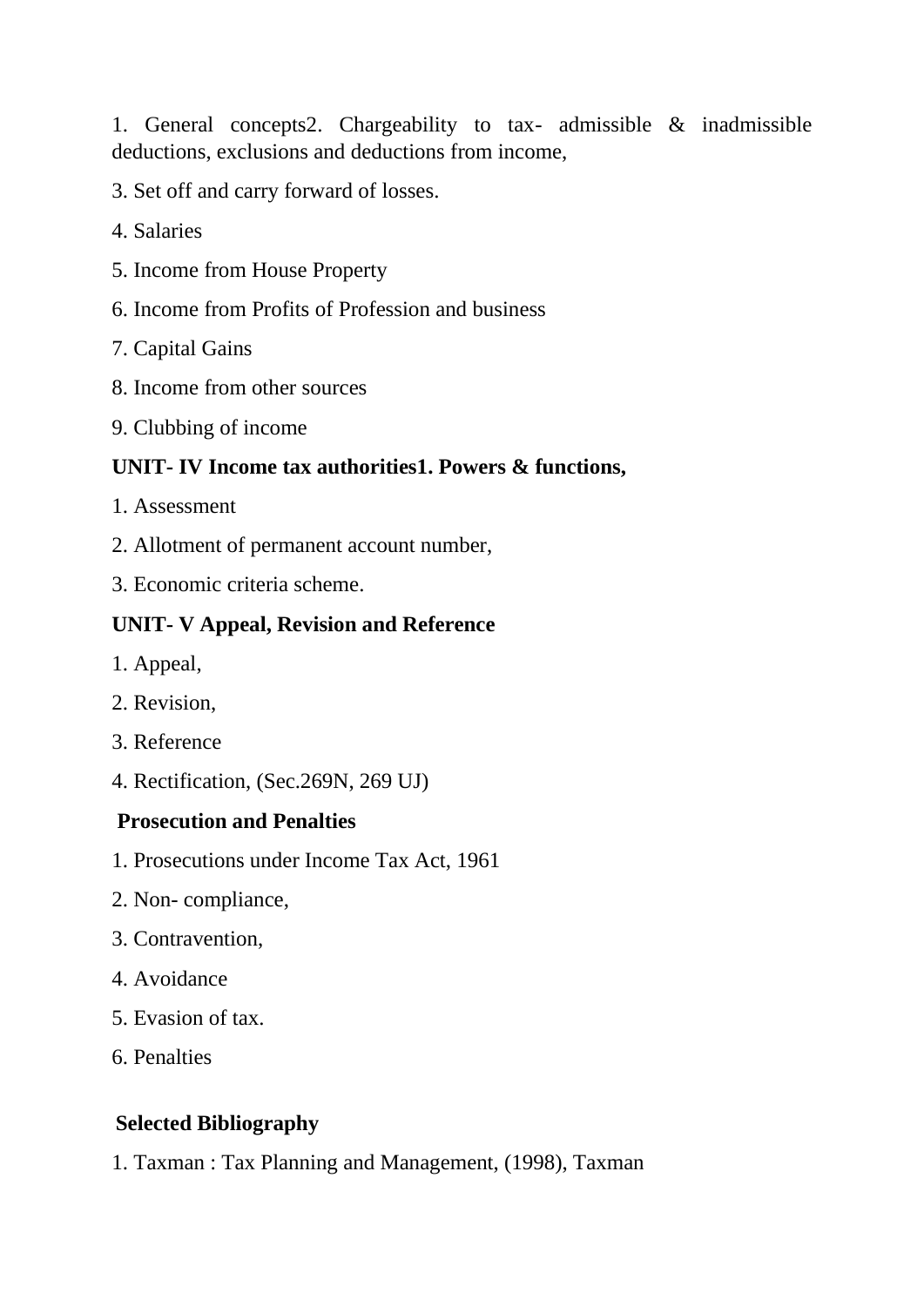1. General concepts2. Chargeability to tax- admissible & inadmissible deductions, exclusions and deductions from income,

3. Set off and carry forward of losses.

4. Salaries

5. Income from House Property

6. Income from Profits of Profession and business

7. Capital Gains

8. Income from other sources

9. Clubbing of income

**UNIT- IV Income tax authorities1. Powers & functions,**

1. Assessment

2. Allotment of permanent account number,

3. Economic criteria scheme.

**UNIT- V Appeal, Revision and Reference**

1. Appeal,

2. Revision,

3. Reference

4. Rectification, (Sec.269N, 269 UJ)

**Prosecution and Penalties**

1. Prosecutions under Income Tax Act, 1961

2. Non- compliance,

3. Contravention,

4. Avoidance

5. Evasion of tax.

6. Penalties

**Selected Bibliography**

1. Taxman : Tax Planning and Management, (1998), Taxman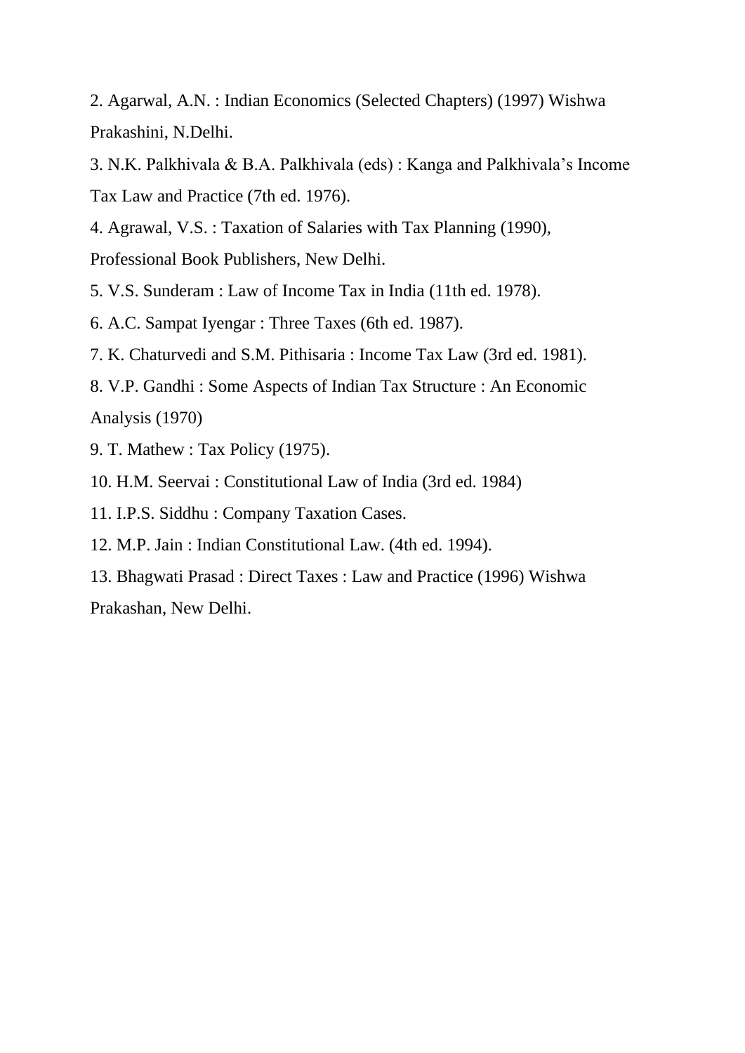2. Agarwal, A.N. : Indian Economics (Selected Chapters) (1997) Wishwa Prakashini, N.Delhi.

3. N.K. Palkhivala & B.A. Palkhivala (eds) : Kanga and Palkhivala's Income Tax Law and Practice (7th ed. 1976).

4. Agrawal, V.S. : Taxation of Salaries with Tax Planning (1990), Professional Book Publishers, New Delhi.

5. V.S. Sunderam : Law of Income Tax in India (11th ed. 1978).

6. A.C. Sampat Iyengar : Three Taxes (6th ed. 1987).

7. K. Chaturvedi and S.M. Pithisaria : Income Tax Law (3rd ed. 1981).

8. V.P. Gandhi : Some Aspects of Indian Tax Structure : An Economic Analysis (1970)

9. T. Mathew : Tax Policy (1975).

10. H.M. Seervai : Constitutional Law of India (3rd ed. 1984)

11. I.P.S. Siddhu : Company Taxation Cases.

12. M.P. Jain : Indian Constitutional Law. (4th ed. 1994).

13. Bhagwati Prasad : Direct Taxes : Law and Practice (1996) Wishwa Prakashan, New Delhi.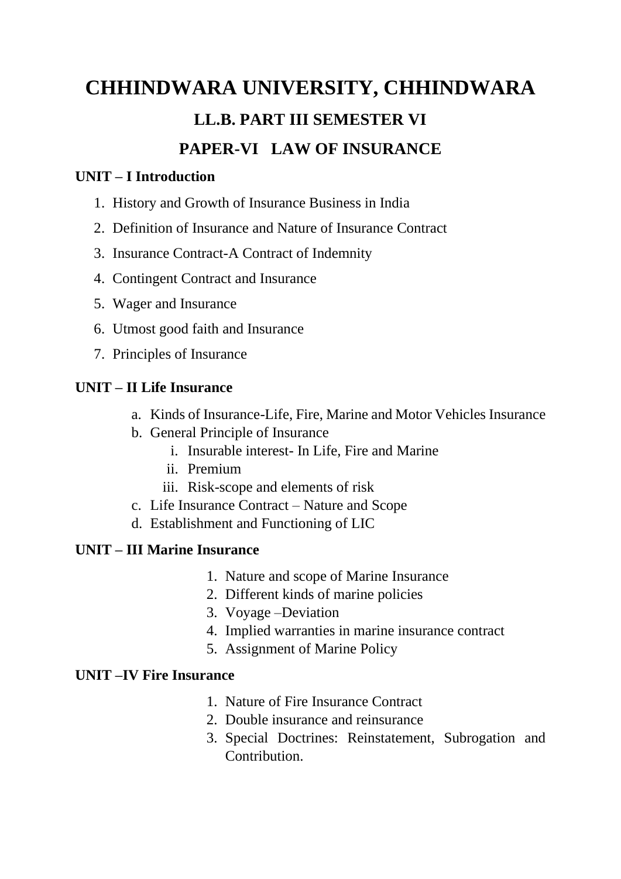# CHHINDWARA UNIVERSITY, CHHINDWARA

## LL.B. PART III SEMESTER VI

## PAPER-VI LAW OF INSURANCE

**UNIT – I Introduction**

1. History and Growth of Insurance Business in India
2. Definition of Insurance and Nature of Insurance Contract
3. Insurance Contract-A Contract of Indemnity
4. Contingent Contract and Insurance
5. Wager and Insurance
6. Utmost good faith and Insurance
7. Principles of Insurance

**UNIT – II Life Insurance**

a. Kinds of Insurance-Life, Fire, Marine and Motor Vehicles Insurance
b. General Principle of Insurance
   i. Insurable interest- In Life, Fire and Marine
   ii. Premium
   iii. Risk-scope and elements of risk
c. Life Insurance Contract – Nature and Scope
d. Establishment and Functioning of LIC

**UNIT – III Marine Insurance**

1. Nature and scope of Marine Insurance
2. Different kinds of marine policies
3. Voyage –Deviation
4. Implied warranties in marine insurance contract
5. Assignment of Marine Policy

**UNIT –IV Fire Insurance**

1. Nature of Fire Insurance Contract
2. Double insurance and reinsurance
3. Special Doctrines: Reinstatement, Subrogation and Contribution.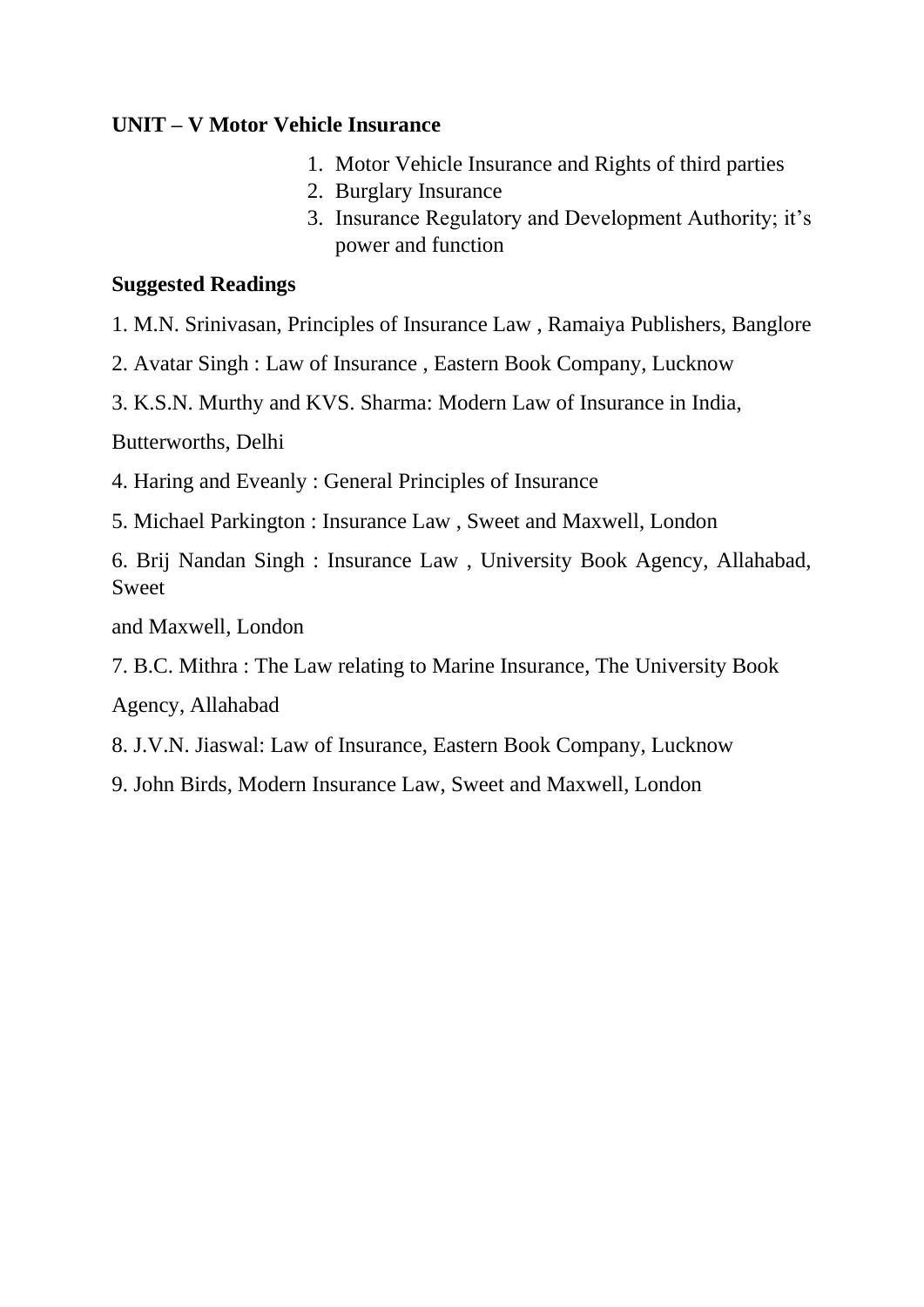**UNIT – V Motor Vehicle Insurance**

1. Motor Vehicle Insurance and Rights of third parties
2. Burglary Insurance
3. Insurance Regulatory and Development Authority; it's power and function

**Suggested Readings**

1. M.N. Srinivasan, Principles of Insurance Law , Ramaiya Publishers, Banglore

2. Avatar Singh : Law of Insurance , Eastern Book Company, Lucknow

3. K.S.N. Murthy and KVS. Sharma: Modern Law of Insurance in India,

Butterworths, Delhi

4. Haring and Eveanly : General Principles of Insurance

5. Michael Parkington : Insurance Law , Sweet and Maxwell, London

6. Brij Nandan Singh : Insurance Law , University Book Agency, Allahabad, Sweet

and Maxwell, London

7. B.C. Mithra : The Law relating to Marine Insurance, The University Book

Agency, Allahabad

8. J.V.N. Jiaswal: Law of Insurance, Eastern Book Company, Lucknow

9. John Birds, Modern Insurance Law, Sweet and Maxwell, London